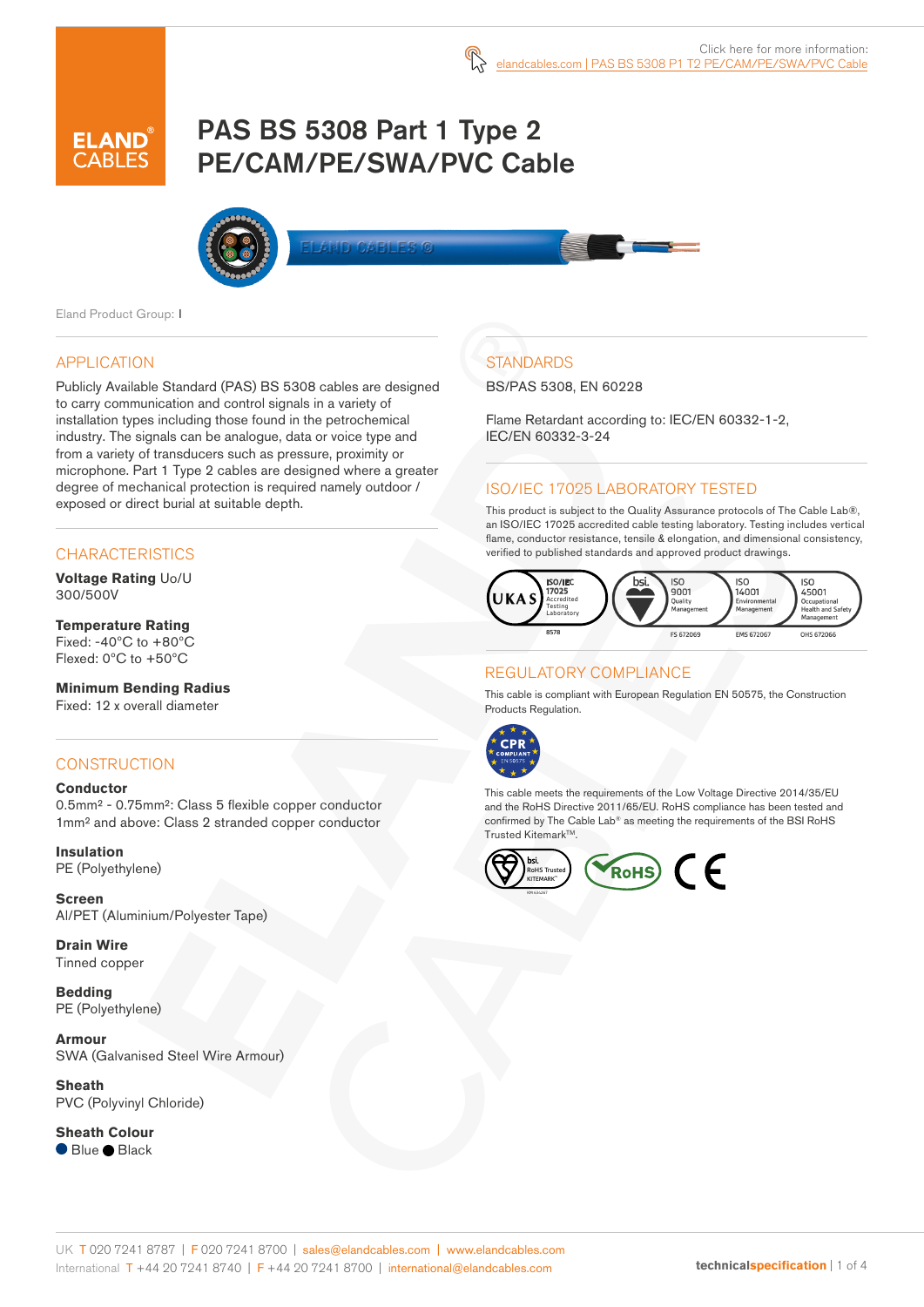Click here for more information: elandcables.com | PAS BS 5308 P1 T2 PE/CAM/PE/SWA/PVC Cable

# PAS BS 5308 Part 1 Type 2 PE/CAM/PE/SWA/PVC Cable

Eland Product Group: I

## APPLICATION

Publicly Available Standard (PAS) BS 5308 cables are designed to carry communication and control signals in a variety of installation types including those found in the petrochemical industry. The signals can be analogue, data or voice type and from a variety of transducers such as pressure, proximity or microphone. Part 1 Type 2 cables are designed where a greater degree of mechanical protection is required namely outdoor / exposed or direct burial at suitable depth.

## CHARACTERISTICS

**Voltage Rating** Uo/U
300/500V

**Temperature Rating**
Fixed: -40°C to +80°C
Flexed: 0°C to +50°C

**Minimum Bending Radius**
Fixed: 12 x overall diameter

## CONSTRUCTION

**Conductor**
0.5mm² - 0.75mm²: Class 5 flexible copper conductor
1mm² and above: Class 2 stranded copper conductor

**Insulation**
PE (Polyethylene)

**Screen**
Al/PET (Aluminium/Polyester Tape)

**Drain Wire**
Tinned copper

**Bedding**
PE (Polyethylene)

**Armour**
SWA (Galvanised Steel Wire Armour)

**Sheath**
PVC (Polyvinyl Chloride)

**Sheath Colour**
● Blue ● Black

## STANDARDS

BS/PAS 5308, EN 60228

Flame Retardant according to: IEC/EN 60332-1-2, IEC/EN 60332-3-24

## ISO/IEC 17025 LABORATORY TESTED

This product is subject to the Quality Assurance protocols of The Cable Lab®, an ISO/IEC 17025 accredited cable testing laboratory. Testing includes vertical flame, conductor resistance, tensile & elongation, and dimensional consistency, verified to published standards and approved product drawings.

UKAS ISO/IEC 17025 Accredited Testing Laboratory 8578 | bsi. ISO 9001 Quality Management FS 672069 | ISO 14001 Environmental Management EMS 672067 | ISO 45001 Occupational Health and Safety Management OHS 672066

## REGULATORY COMPLIANCE

This cable is compliant with European Regulation EN 50575, the Construction Products Regulation.

CPR COMPLIANT EN 50575

This cable meets the requirements of the Low Voltage Directive 2014/35/EU and the RoHS Directive 2011/65/EU. RoHS compliance has been tested and confirmed by The Cable Lab® as meeting the requirements of the BSI RoHS Trusted Kitemark™.

bsi. RoHS Trusted KITEMARK™ | RoHS | CE

UK T 020 7241 8787 | F 020 7241 8700 | sales@elandcables.com | www.elandcables.com
International T +44 20 7241 8740 | F +44 20 7241 8700 | international@elandcables.com

technicalspecification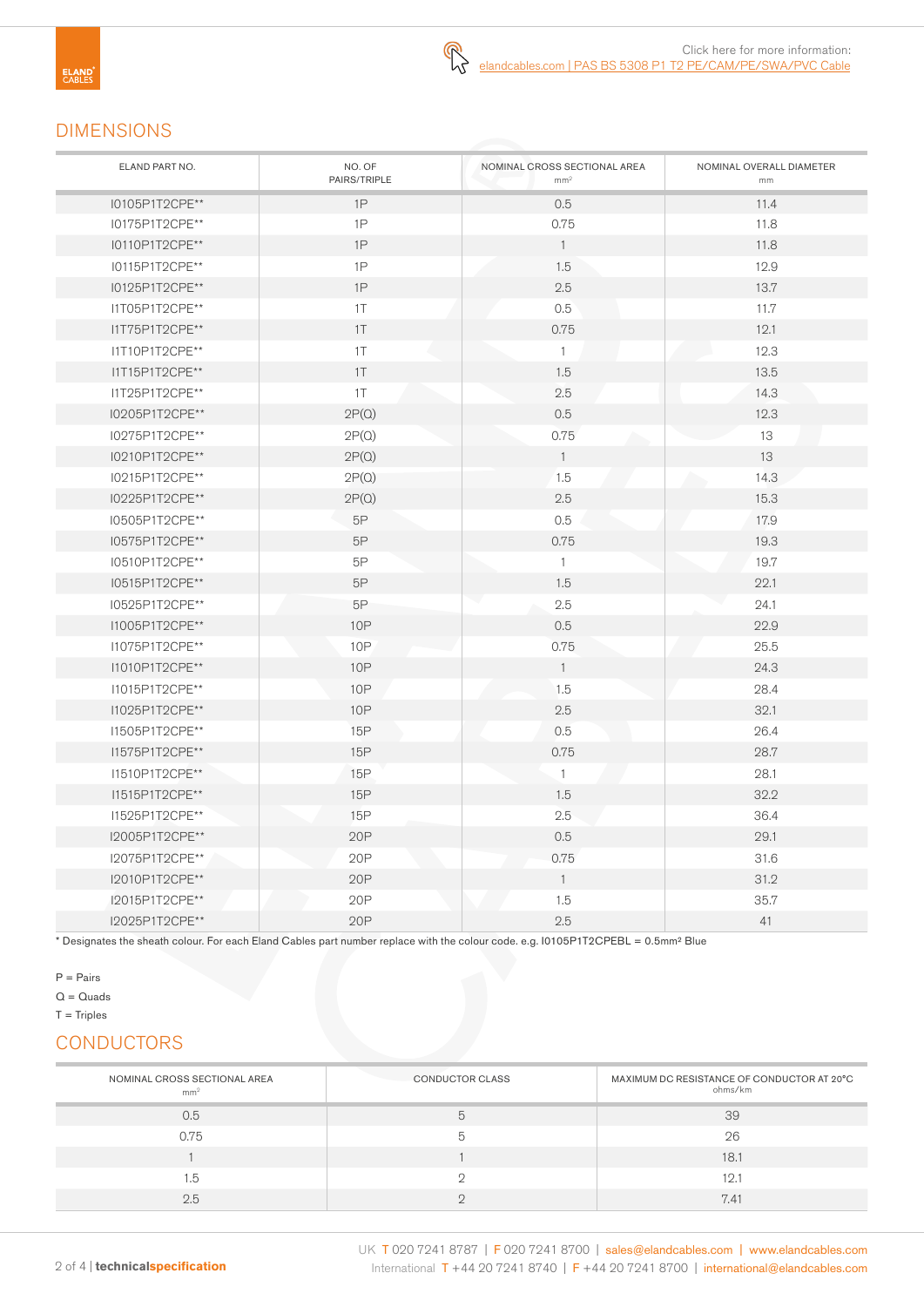Click here for more information:
elandcables.com | PAS BS 5308 P1 T2 PE/CAM/PE/SWA/PVC Cable

## DIMENSIONS

| ELAND PART NO. | NO. OF PAIRS/TRIPLE | NOMINAL CROSS SECTIONAL AREA mm² | NOMINAL OVERALL DIAMETER mm |
|---|---|---|---|
| I0105P1T2CPE** | 1P | 0.5 | 11.4 |
| I0175P1T2CPE** | 1P | 0.75 | 11.8 |
| I0110P1T2CPE** | 1P | 1 | 11.8 |
| I0115P1T2CPE** | 1P | 1.5 | 12.9 |
| I0125P1T2CPE** | 1P | 2.5 | 13.7 |
| I1T05P1T2CPE** | 1T | 0.5 | 11.7 |
| I1T75P1T2CPE** | 1T | 0.75 | 12.1 |
| I1T10P1T2CPE** | 1T | 1 | 12.3 |
| I1T15P1T2CPE** | 1T | 1.5 | 13.5 |
| I1T25P1T2CPE** | 1T | 2.5 | 14.3 |
| I0205P1T2CPE** | 2P(Q) | 0.5 | 12.3 |
| I0275P1T2CPE** | 2P(Q) | 0.75 | 13 |
| I0210P1T2CPE** | 2P(Q) | 1 | 13 |
| I0215P1T2CPE** | 2P(Q) | 1.5 | 14.3 |
| I0225P1T2CPE** | 2P(Q) | 2.5 | 15.3 |
| I0505P1T2CPE** | 5P | 0.5 | 17.9 |
| I0575P1T2CPE** | 5P | 0.75 | 19.3 |
| I0510P1T2CPE** | 5P | 1 | 19.7 |
| I0515P1T2CPE** | 5P | 1.5 | 22.1 |
| I0525P1T2CPE** | 5P | 2.5 | 24.1 |
| I1005P1T2CPE** | 10P | 0.5 | 22.9 |
| I1075P1T2CPE** | 10P | 0.75 | 25.5 |
| I1010P1T2CPE** | 10P | 1 | 24.3 |
| I1015P1T2CPE** | 10P | 1.5 | 28.4 |
| I1025P1T2CPE** | 10P | 2.5 | 32.1 |
| I1505P1T2CPE** | 15P | 0.5 | 26.4 |
| I1575P1T2CPE** | 15P | 0.75 | 28.7 |
| I1510P1T2CPE** | 15P | 1 | 28.1 |
| I1515P1T2CPE** | 15P | 1.5 | 32.2 |
| I1525P1T2CPE** | 15P | 2.5 | 36.4 |
| I2005P1T2CPE** | 20P | 0.5 | 29.1 |
| I2075P1T2CPE** | 20P | 0.75 | 31.6 |
| I2010P1T2CPE** | 20P | 1 | 31.2 |
| I2015P1T2CPE** | 20P | 1.5 | 35.7 |
| I2025P1T2CPE** | 20P | 2.5 | 41 |

* Designates the sheath colour. For each Eland Cables part number replace with the colour code. e.g. I0105P1T2CPEBL = 0.5mm² Blue

P = Pairs
Q = Quads
T = Triples

## CONDUCTORS

| NOMINAL CROSS SECTIONAL AREA mm² | CONDUCTOR CLASS | MAXIMUM DC RESISTANCE OF CONDUCTOR AT 20°C ohms/km |
|---|---|---|
| 0.5 | 5 | 39 |
| 0.75 | 5 | 26 |
| 1 | 1 | 18.1 |
| 1.5 | 2 | 12.1 |
| 2.5 | 2 | 7.41 |

UK T 020 7241 8787 | F 020 7241 8700 | sales@elandcables.com | www.elandcables.com
International T +44 20 7241 8740 | F +44 20 7241 8700 | international@elandcables.com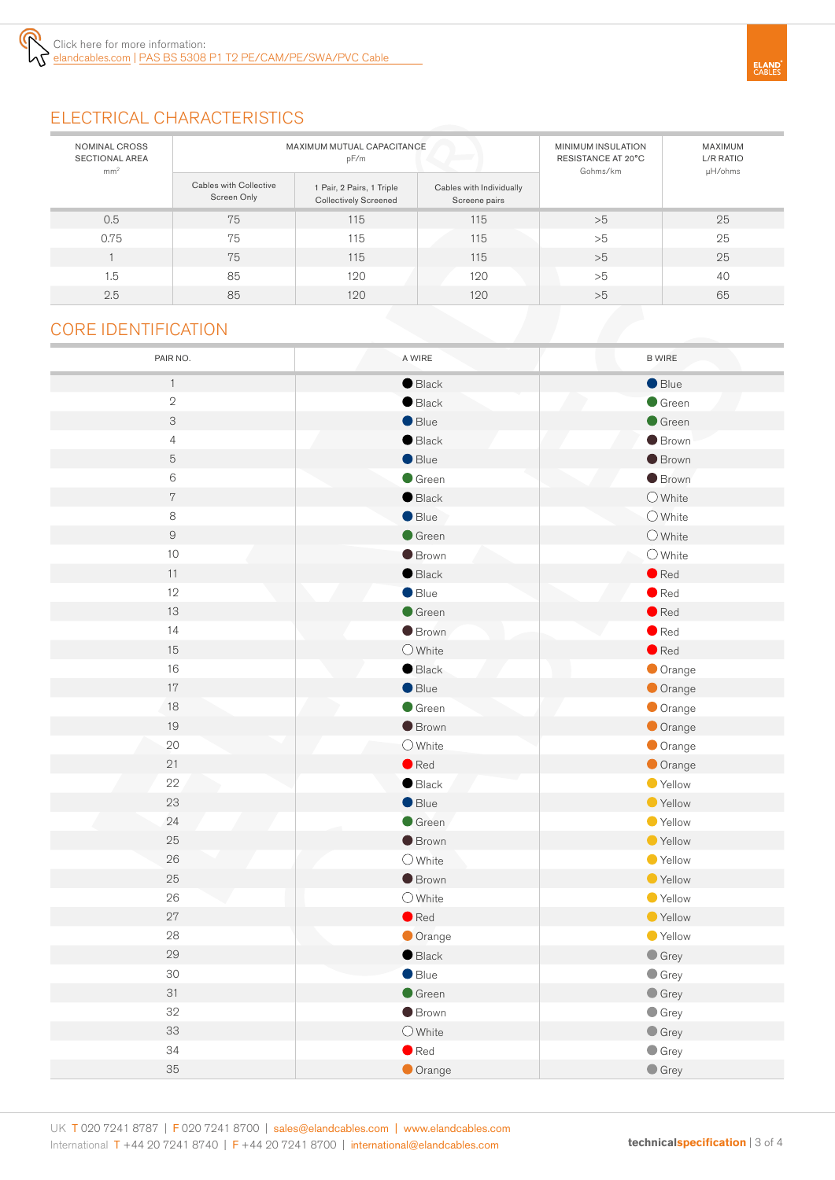Click here for more information:
elandcables.com | PAS BS 5308 P1 T2 PE/CAM/PE/SWA/PVC Cable

## ELECTRICAL CHARACTERISTICS

| NOMINAL CROSS SECTIONAL AREA mm² | MAXIMUM MUTUAL CAPACITANCE pF/m | | | MINIMUM INSULATION RESISTANCE AT 20°C Gohms/km | MAXIMUM L/R RATIO µH/ohms |
|---|---|---|---|---|---|
| | Cables with Collective Screen Only | 1 Pair, 2 Pairs, 1 Triple Collectively Screened | Cables with Individually Screene pairs | | |
| 0.5 | 75 | 115 | 115 | >5 | 25 |
| 0.75 | 75 | 115 | 115 | >5 | 25 |
| 1 | 75 | 115 | 115 | >5 | 25 |
| 1.5 | 85 | 120 | 120 | >5 | 40 |
| 2.5 | 85 | 120 | 120 | >5 | 65 |

## CORE IDENTIFICATION

| PAIR NO. | A WIRE | B WIRE |
|---|---|---|
| 1 | Black | Blue |
| 2 | Black | Green |
| 3 | Blue | Green |
| 4 | Black | Brown |
| 5 | Blue | Brown |
| 6 | Green | Brown |
| 7 | Black | White |
| 8 | Blue | White |
| 9 | Green | White |
| 10 | Brown | White |
| 11 | Black | Red |
| 12 | Blue | Red |
| 13 | Green | Red |
| 14 | Brown | Red |
| 15 | White | Red |
| 16 | Black | Orange |
| 17 | Blue | Orange |
| 18 | Green | Orange |
| 19 | Brown | Orange |
| 20 | White | Orange |
| 21 | Red | Orange |
| 22 | Black | Yellow |
| 23 | Blue | Yellow |
| 24 | Green | Yellow |
| 25 | Brown | Yellow |
| 26 | White | Yellow |
| 25 | Brown | Yellow |
| 26 | White | Yellow |
| 27 | Red | Yellow |
| 28 | Orange | Yellow |
| 29 | Black | Grey |
| 30 | Blue | Grey |
| 31 | Green | Grey |
| 32 | Brown | Grey |
| 33 | White | Grey |
| 34 | Red | Grey |
| 35 | Orange | Grey |

UK T 020 7241 8787 | F 020 7241 8700 | sales@elandcables.com | www.elandcables.com
International T +44 20 7241 8740 | F +44 20 7241 8700 | international@elandcables.com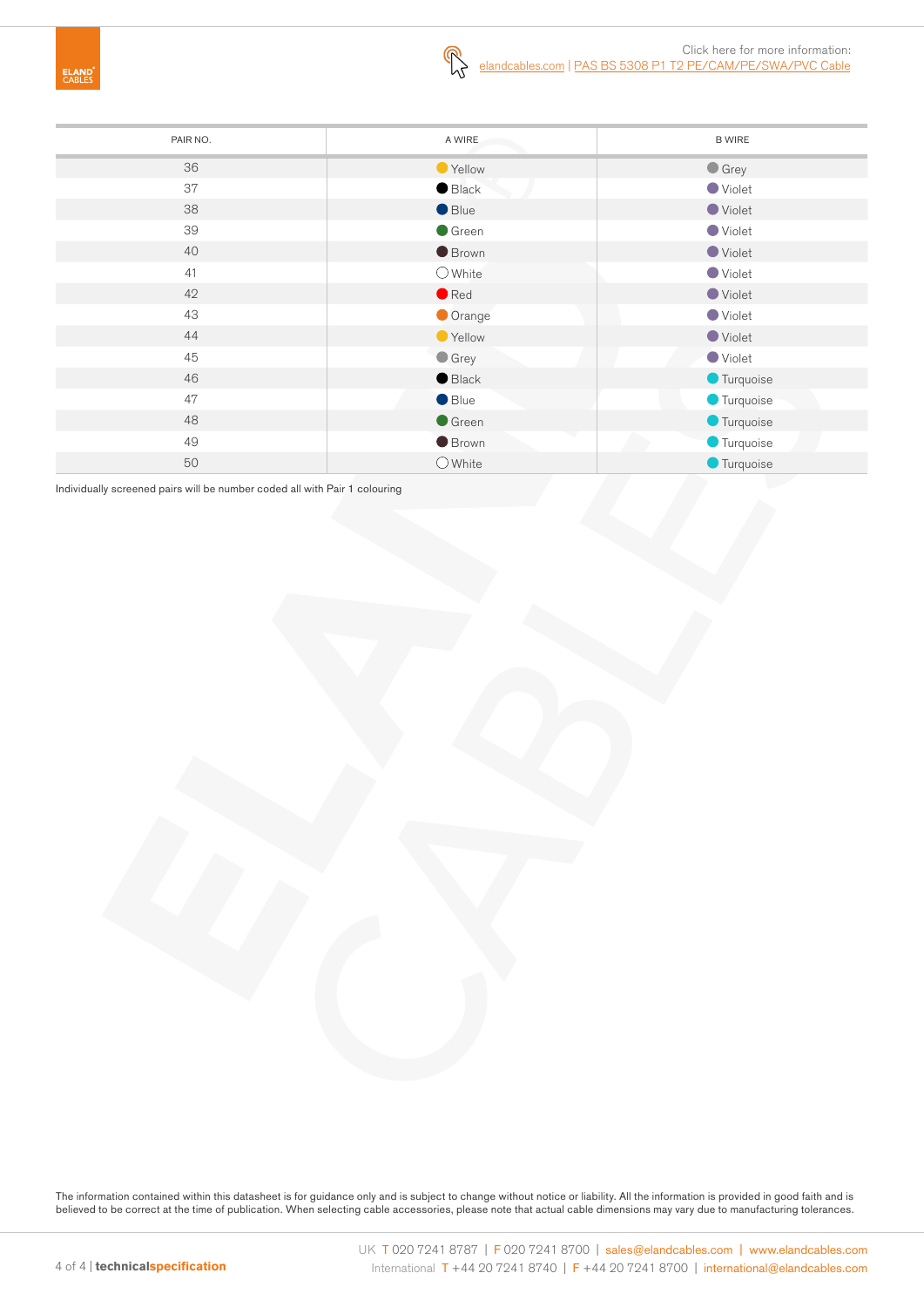Click here for more information:
elandcables.com | PAS BS 5308 P1 T2 PE/CAM/PE/SWA/PVC Cable

| PAIR NO. | A WIRE | B WIRE |
|---|---|---|
| 36 | Yellow | Grey |
| 37 | Black | Violet |
| 38 | Blue | Violet |
| 39 | Green | Violet |
| 40 | Brown | Violet |
| 41 | White | Violet |
| 42 | Red | Violet |
| 43 | Orange | Violet |
| 44 | Yellow | Violet |
| 45 | Grey | Violet |
| 46 | Black | Turquoise |
| 47 | Blue | Turquoise |
| 48 | Green | Turquoise |
| 49 | Brown | Turquoise |
| 50 | White | Turquoise |

Individually screened pairs will be number coded all with Pair 1 colouring

The information contained within this datasheet is for guidance only and is subject to change without notice or liability. All the information is provided in good faith and is believed to be correct at the time of publication. When selecting cable accessories, please note that actual cable dimensions may vary due to manufacturing tolerances.

UK T 020 7241 8787 | F 020 7241 8700 | sales@elandcables.com | www.elandcables.com
International T +44 20 7241 8740 | F +44 20 7241 8700 | international@elandcables.com